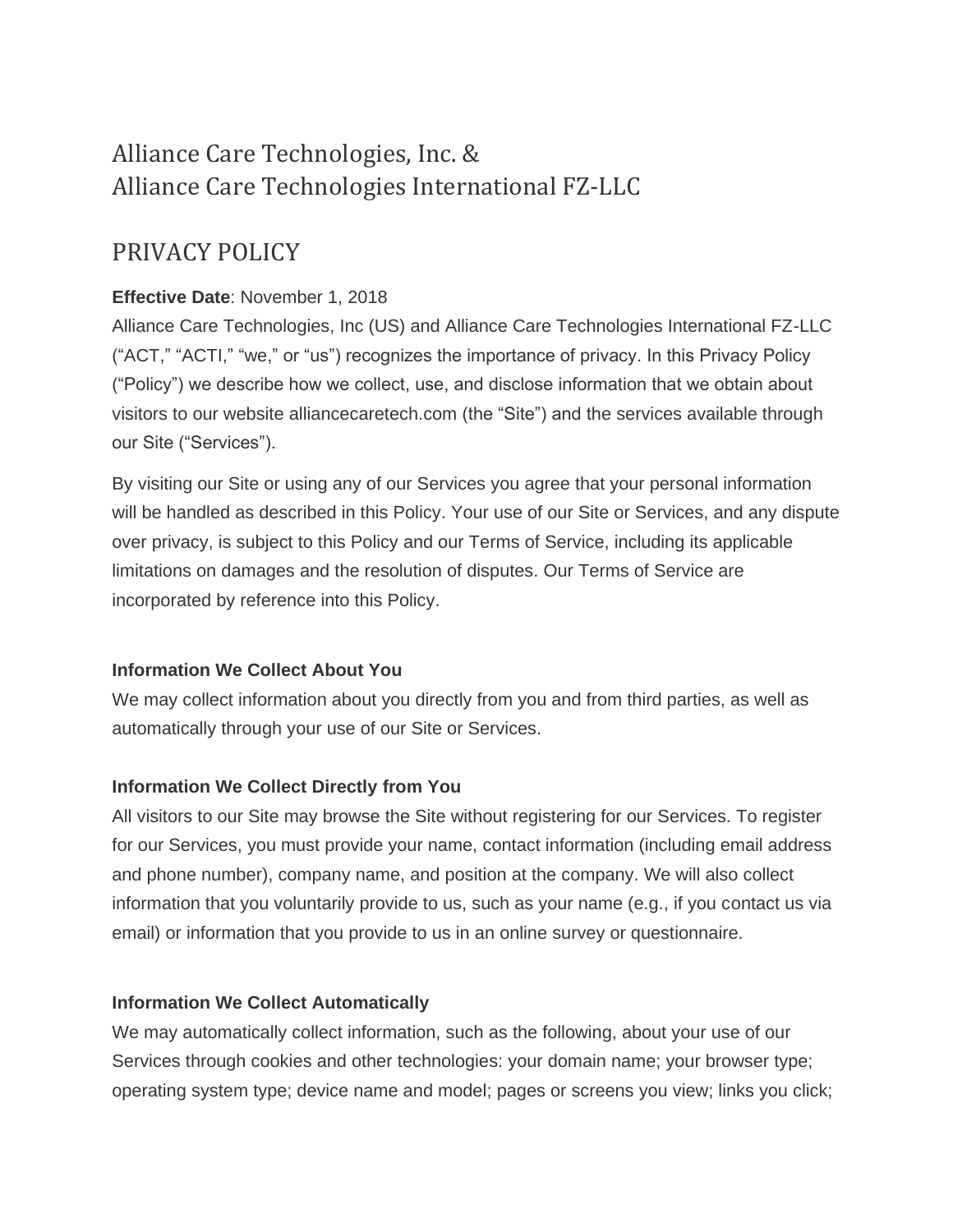# Alliance Care Technologies, Inc. & Alliance Care Technologies International FZ-LLC

## PRIVACY POLICY

**Effective Date**: November 1, 2018

Alliance Care Technologies, Inc (US) and Alliance Care Technologies International FZ-LLC ("ACT," "ACTI," "we," or "us") recognizes the importance of privacy. In this Privacy Policy ("Policy") we describe how we collect, use, and disclose information that we obtain about visitors to our website alliancecaretech.com (the "Site") and the services available through our Site ("Services").

By visiting our Site or using any of our Services you agree that your personal information will be handled as described in this Policy. Your use of our Site or Services, and any dispute over privacy, is subject to this Policy and our Terms of Service, including its applicable limitations on damages and the resolution of disputes. Our Terms of Service are incorporated by reference into this Policy.

**Information We Collect About You**

We may collect information about you directly from you and from third parties, as well as automatically through your use of our Site or Services.

**Information We Collect Directly from You**

All visitors to our Site may browse the Site without registering for our Services. To register for our Services, you must provide your name, contact information (including email address and phone number), company name, and position at the company. We will also collect information that you voluntarily provide to us, such as your name (e.g., if you contact us via email) or information that you provide to us in an online survey or questionnaire.

**Information We Collect Automatically**

We may automatically collect information, such as the following, about your use of our Services through cookies and other technologies: your domain name; your browser type; operating system type; device name and model; pages or screens you view; links you click;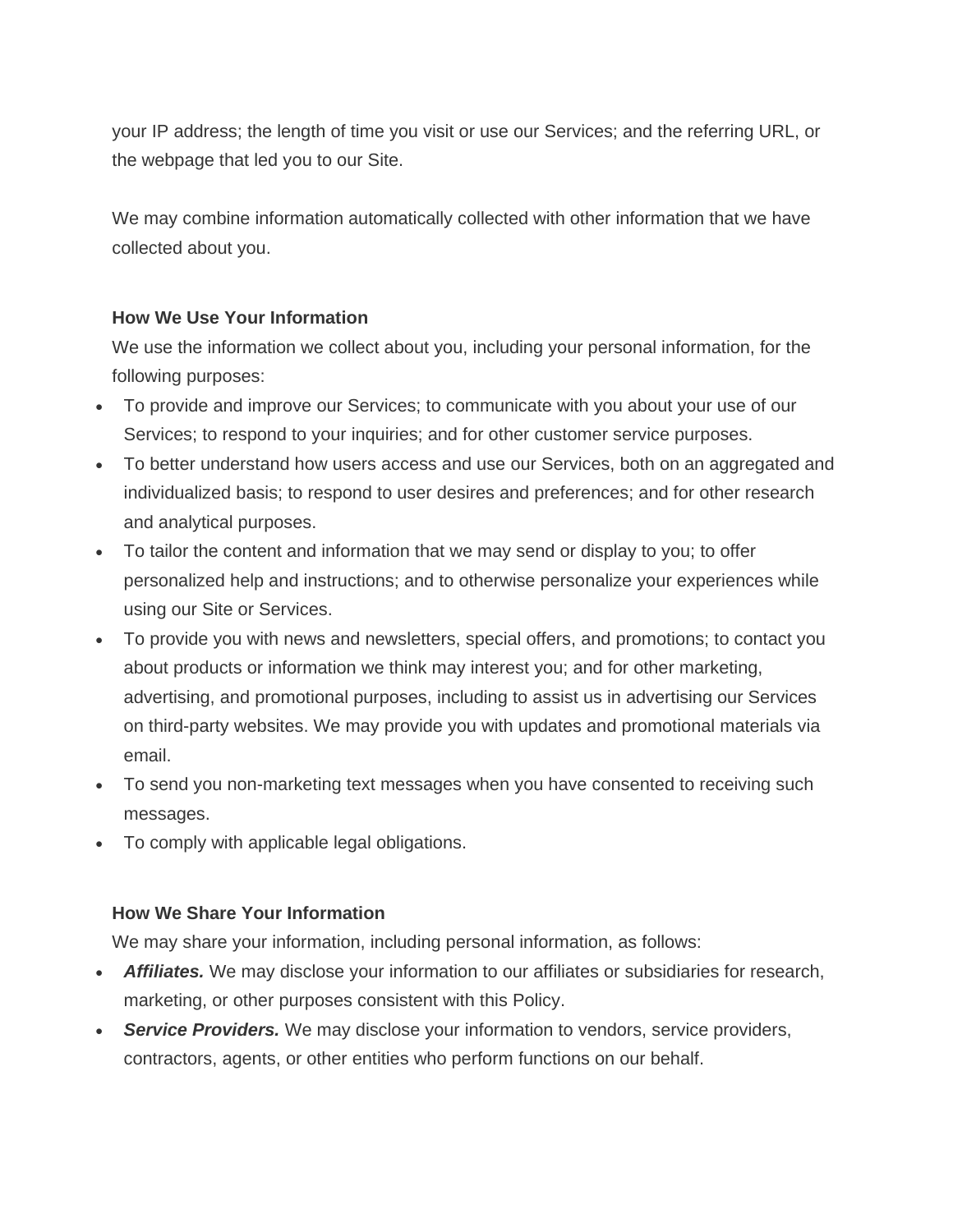your IP address; the length of time you visit or use our Services; and the referring URL, or the webpage that led you to our Site.

We may combine information automatically collected with other information that we have collected about you.

**How We Use Your Information**

We use the information we collect about you, including your personal information, for the following purposes:

- To provide and improve our Services; to communicate with you about your use of our Services; to respond to your inquiries; and for other customer service purposes.
- To better understand how users access and use our Services, both on an aggregated and individualized basis; to respond to user desires and preferences; and for other research and analytical purposes.
- To tailor the content and information that we may send or display to you; to offer personalized help and instructions; and to otherwise personalize your experiences while using our Site or Services.
- To provide you with news and newsletters, special offers, and promotions; to contact you about products or information we think may interest you; and for other marketing, advertising, and promotional purposes, including to assist us in advertising our Services on third-party websites. We may provide you with updates and promotional materials via email.
- To send you non-marketing text messages when you have consented to receiving such messages.
- To comply with applicable legal obligations.

**How We Share Your Information**

We may share your information, including personal information, as follows:

- ***Affiliates.*** We may disclose your information to our affiliates or subsidiaries for research, marketing, or other purposes consistent with this Policy.
- ***Service Providers.*** We may disclose your information to vendors, service providers, contractors, agents, or other entities who perform functions on our behalf.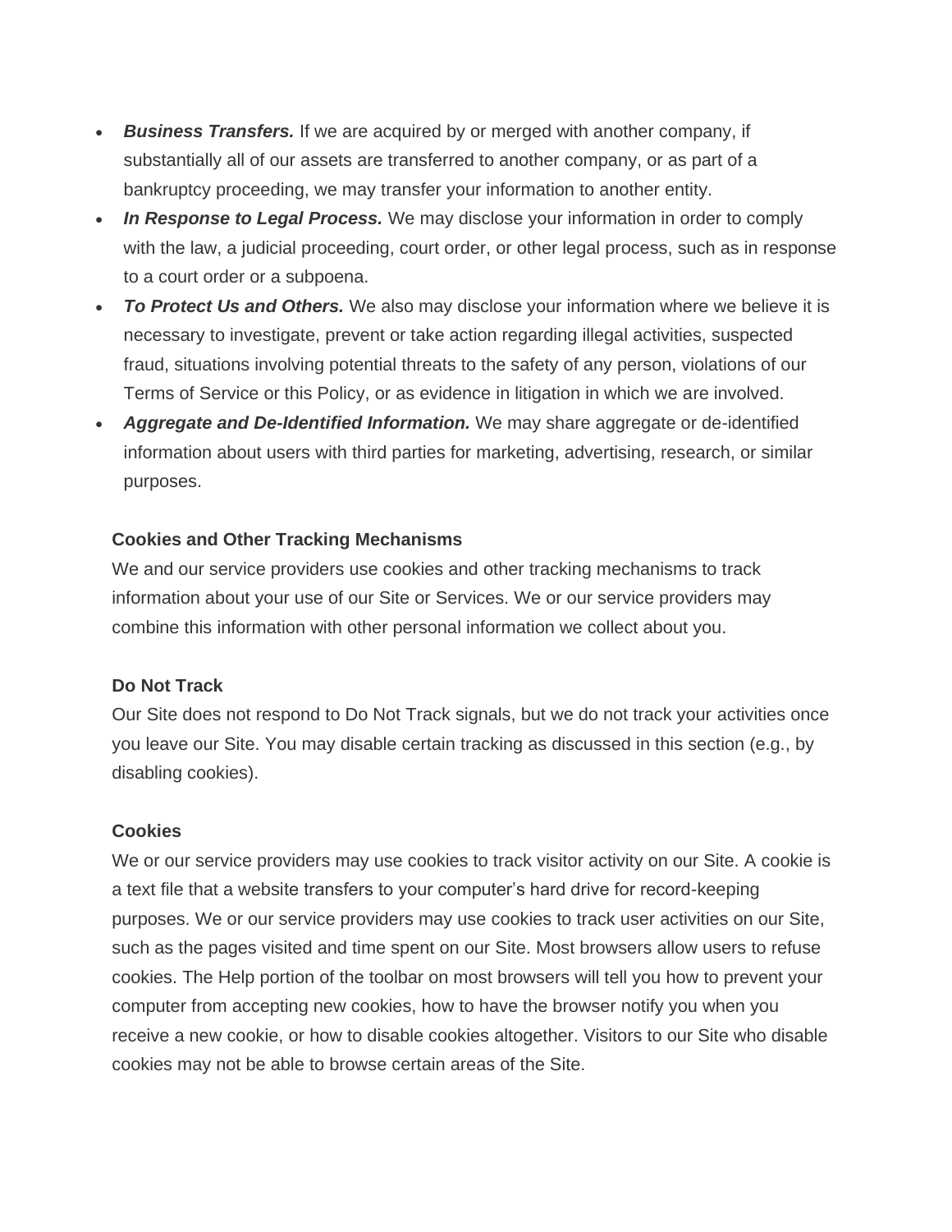- ***Business Transfers.*** If we are acquired by or merged with another company, if substantially all of our assets are transferred to another company, or as part of a bankruptcy proceeding, we may transfer your information to another entity.
- ***In Response to Legal Process.*** We may disclose your information in order to comply with the law, a judicial proceeding, court order, or other legal process, such as in response to a court order or a subpoena.
- ***To Protect Us and Others.*** We also may disclose your information where we believe it is necessary to investigate, prevent or take action regarding illegal activities, suspected fraud, situations involving potential threats to the safety of any person, violations of our Terms of Service or this Policy, or as evidence in litigation in which we are involved.
- ***Aggregate and De-Identified Information.*** We may share aggregate or de-identified information about users with third parties for marketing, advertising, research, or similar purposes.

**Cookies and Other Tracking Mechanisms**

We and our service providers use cookies and other tracking mechanisms to track information about your use of our Site or Services. We or our service providers may combine this information with other personal information we collect about you.

**Do Not Track**

Our Site does not respond to Do Not Track signals, but we do not track your activities once you leave our Site. You may disable certain tracking as discussed in this section (e.g., by disabling cookies).

**Cookies**

We or our service providers may use cookies to track visitor activity on our Site. A cookie is a text file that a website transfers to your computer's hard drive for record-keeping purposes. We or our service providers may use cookies to track user activities on our Site, such as the pages visited and time spent on our Site. Most browsers allow users to refuse cookies. The Help portion of the toolbar on most browsers will tell you how to prevent your computer from accepting new cookies, how to have the browser notify you when you receive a new cookie, or how to disable cookies altogether. Visitors to our Site who disable cookies may not be able to browse certain areas of the Site.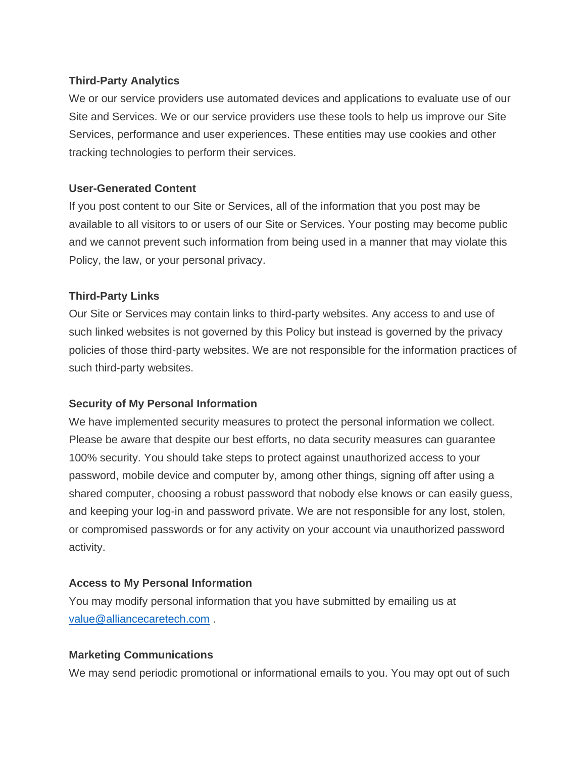**Third-Party Analytics**

We or our service providers use automated devices and applications to evaluate use of our Site and Services. We or our service providers use these tools to help us improve our Site Services, performance and user experiences. These entities may use cookies and other tracking technologies to perform their services.

**User-Generated Content**

If you post content to our Site or Services, all of the information that you post may be available to all visitors to or users of our Site or Services. Your posting may become public and we cannot prevent such information from being used in a manner that may violate this Policy, the law, or your personal privacy.

**Third-Party Links**

Our Site or Services may contain links to third-party websites. Any access to and use of such linked websites is not governed by this Policy but instead is governed by the privacy policies of those third-party websites. We are not responsible for the information practices of such third-party websites.

**Security of My Personal Information**

We have implemented security measures to protect the personal information we collect. Please be aware that despite our best efforts, no data security measures can guarantee 100% security. You should take steps to protect against unauthorized access to your password, mobile device and computer by, among other things, signing off after using a shared computer, choosing a robust password that nobody else knows or can easily guess, and keeping your log-in and password private. We are not responsible for any lost, stolen, or compromised passwords or for any activity on your account via unauthorized password activity.

**Access to My Personal Information**

You may modify personal information that you have submitted by emailing us at [value@alliancecaretech.com](mailto:value@alliancecaretech.com) .

**Marketing Communications**

We may send periodic promotional or informational emails to you. You may opt out of such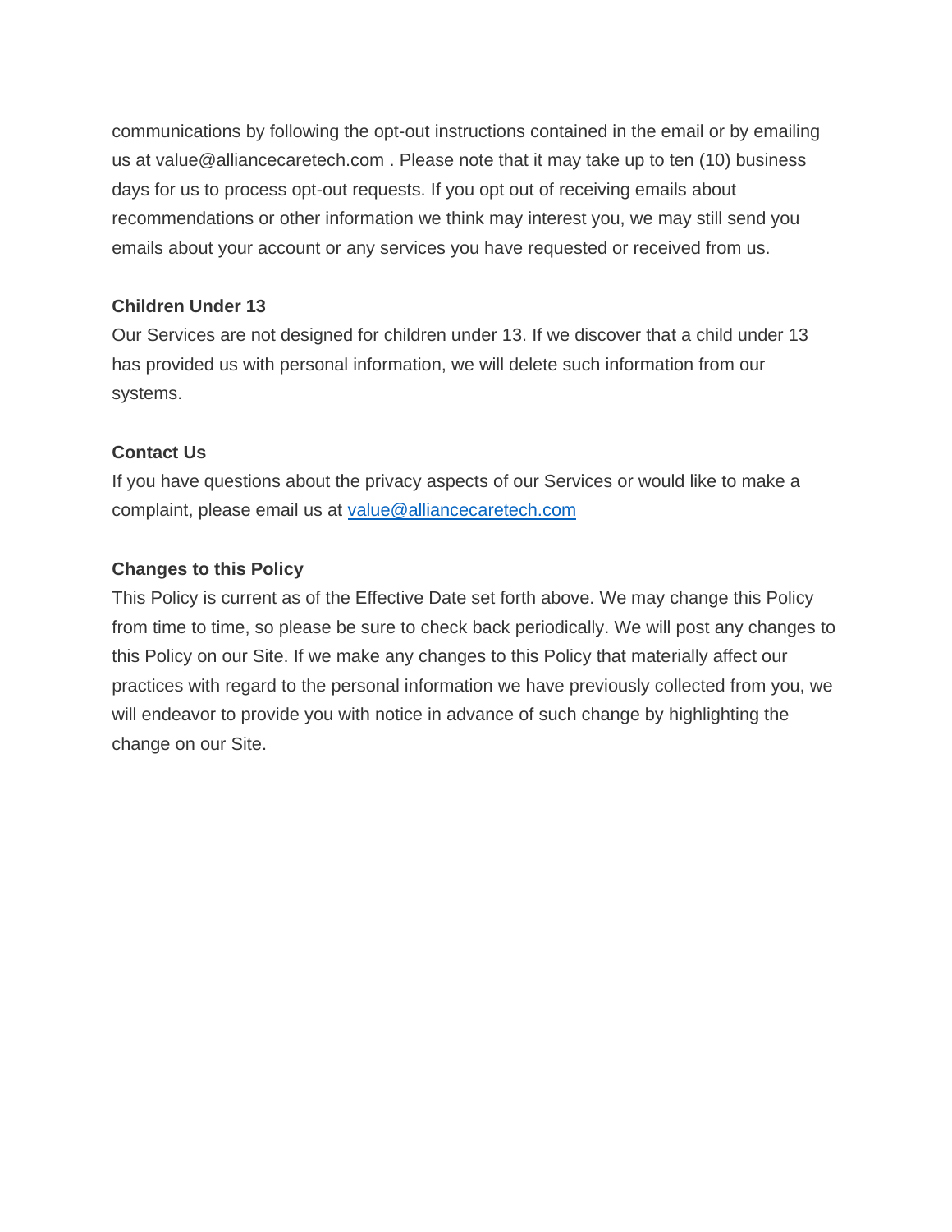communications by following the opt-out instructions contained in the email or by emailing us at value@alliancecaretech.com . Please note that it may take up to ten (10) business days for us to process opt-out requests. If you opt out of receiving emails about recommendations or other information we think may interest you, we may still send you emails about your account or any services you have requested or received from us.

**Children Under 13**

Our Services are not designed for children under 13. If we discover that a child under 13 has provided us with personal information, we will delete such information from our systems.

**Contact Us**

If you have questions about the privacy aspects of our Services or would like to make a complaint, please email us at [value@alliancecaretech.com](mailto:value@alliancecaretech.com)

**Changes to this Policy**

This Policy is current as of the Effective Date set forth above. We may change this Policy from time to time, so please be sure to check back periodically. We will post any changes to this Policy on our Site. If we make any changes to this Policy that materially affect our practices with regard to the personal information we have previously collected from you, we will endeavor to provide you with notice in advance of such change by highlighting the change on our Site.